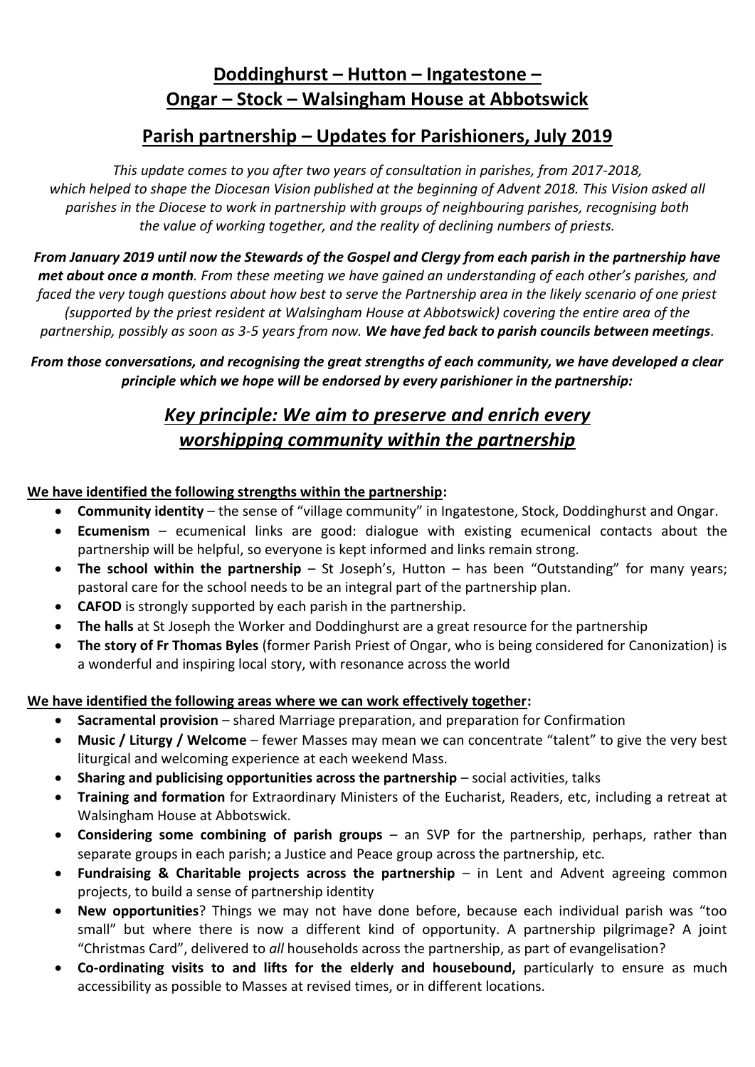# Doddinghurst – Hutton – Ingatestone – Ongar – Stock – Walsingham House at Abbotswick

## Parish partnership – Updates for Parishioners, July 2019

*This update comes to you after two years of consultation in parishes, from 2017-2018, which helped to shape the Diocesan Vision published at the beginning of Advent 2018. This Vision asked all parishes in the Diocese to work in partnership with groups of neighbouring parishes, recognising both the value of working together, and the reality of declining numbers of priests.*

***From January 2019 until now the Stewards of the Gospel and Clergy from each parish in the partnership have met about once a month****. From these meeting we have gained an understanding of each other's parishes, and faced the very tough questions about how best to serve the Partnership area in the likely scenario of one priest (supported by the priest resident at Walsingham House at Abbotswick) covering the entire area of the partnership, possibly as soon as 3-5 years from now.* ***We have fed back to parish councils between meetings****.*

***From those conversations, and recognising the great strengths of each community, we have developed a clear principle which we hope will be endorsed by every parishioner in the partnership:***

## *Key principle: We aim to preserve and enrich every worshipping community within the partnership*

**We have identified the following strengths within the partnership:**

- **Community identity** – the sense of "village community" in Ingatestone, Stock, Doddinghurst and Ongar.
- **Ecumenism** – ecumenical links are good: dialogue with existing ecumenical contacts about the partnership will be helpful, so everyone is kept informed and links remain strong.
- **The school within the partnership** – St Joseph's, Hutton – has been "Outstanding" for many years; pastoral care for the school needs to be an integral part of the partnership plan.
- **CAFOD** is strongly supported by each parish in the partnership.
- **The halls** at St Joseph the Worker and Doddinghurst are a great resource for the partnership
- **The story of Fr Thomas Byles** (former Parish Priest of Ongar, who is being considered for Canonization) is a wonderful and inspiring local story, with resonance across the world

**We have identified the following areas where we can work effectively together:**

- **Sacramental provision** – shared Marriage preparation, and preparation for Confirmation
- **Music / Liturgy / Welcome** – fewer Masses may mean we can concentrate "talent" to give the very best liturgical and welcoming experience at each weekend Mass.
- **Sharing and publicising opportunities across the partnership** – social activities, talks
- **Training and formation** for Extraordinary Ministers of the Eucharist, Readers, etc, including a retreat at Walsingham House at Abbotswick.
- **Considering some combining of parish groups** – an SVP for the partnership, perhaps, rather than separate groups in each parish; a Justice and Peace group across the partnership, etc.
- **Fundraising & Charitable projects across the partnership** – in Lent and Advent agreeing common projects, to build a sense of partnership identity
- **New opportunities**? Things we may not have done before, because each individual parish was "too small" but where there is now a different kind of opportunity. A partnership pilgrimage? A joint "Christmas Card", delivered to *all* households across the partnership, as part of evangelisation?
- **Co-ordinating visits to and lifts for the elderly and housebound,** particularly to ensure as much accessibility as possible to Masses at revised times, or in different locations.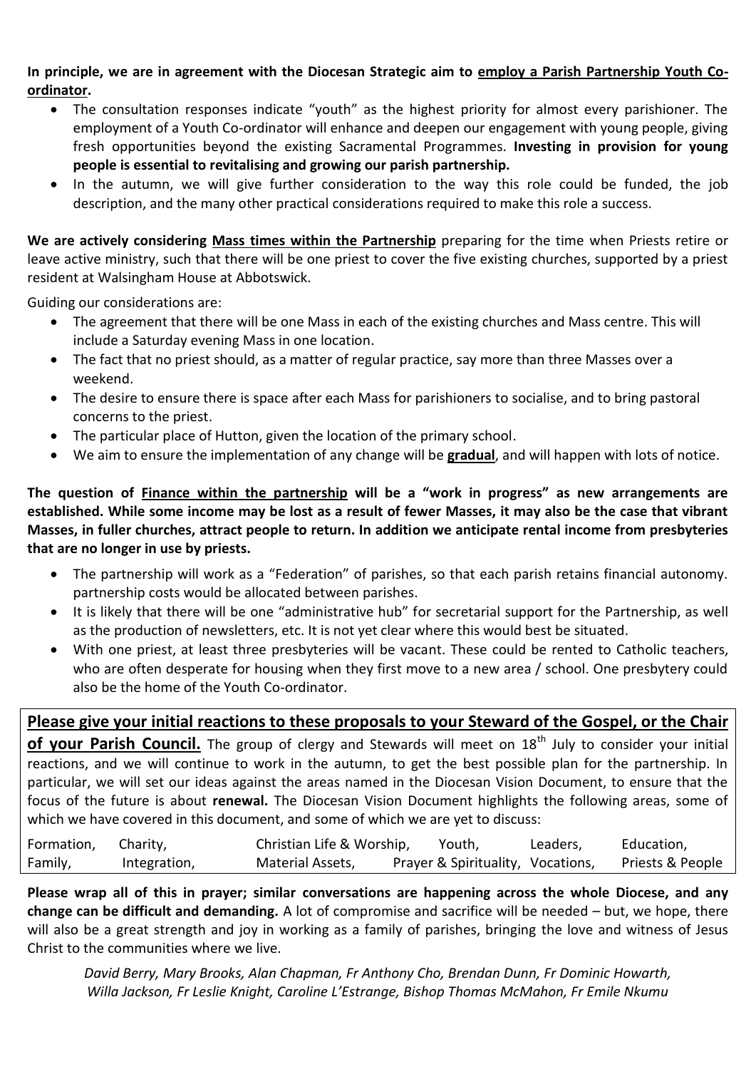**In principle, we are in agreement with the Diocesan Strategic aim to employ a Parish Partnership Youth Co-ordinator.**

- The consultation responses indicate "youth" as the highest priority for almost every parishioner. The employment of a Youth Co-ordinator will enhance and deepen our engagement with young people, giving fresh opportunities beyond the existing Sacramental Programmes. **Investing in provision for young people is essential to revitalising and growing our parish partnership.**
- In the autumn, we will give further consideration to the way this role could be funded, the job description, and the many other practical considerations required to make this role a success.

**We are actively considering Mass times within the Partnership** preparing for the time when Priests retire or leave active ministry, such that there will be one priest to cover the five existing churches, supported by a priest resident at Walsingham House at Abbotswick.

Guiding our considerations are:

- The agreement that there will be one Mass in each of the existing churches and Mass centre. This will include a Saturday evening Mass in one location.
- The fact that no priest should, as a matter of regular practice, say more than three Masses over a weekend.
- The desire to ensure there is space after each Mass for parishioners to socialise, and to bring pastoral concerns to the priest.
- The particular place of Hutton, given the location of the primary school.
- We aim to ensure the implementation of any change will be **gradual**, and will happen with lots of notice.

**The question of Finance within the partnership will be a "work in progress" as new arrangements are established. While some income may be lost as a result of fewer Masses, it may also be the case that vibrant Masses, in fuller churches, attract people to return. In addition we anticipate rental income from presbyteries that are no longer in use by priests.**

- The partnership will work as a "Federation" of parishes, so that each parish retains financial autonomy. partnership costs would be allocated between parishes.
- It is likely that there will be one "administrative hub" for secretarial support for the Partnership, as well as the production of newsletters, etc. It is not yet clear where this would best be situated.
- With one priest, at least three presbyteries will be vacant. These could be rented to Catholic teachers, who are often desperate for housing when they first move to a new area / school. One presbytery could also be the home of the Youth Co-ordinator.

**Please give your initial reactions to these proposals to your Steward of the Gospel, or the Chair of your Parish Council.** The group of clergy and Stewards will meet on 18th July to consider your initial reactions, and we will continue to work in the autumn, to get the best possible plan for the partnership. In particular, we will set our ideas against the areas named in the Diocesan Vision Document, to ensure that the focus of the future is about **renewal.** The Diocesan Vision Document highlights the following areas, some of which we have covered in this document, and some of which we are yet to discuss:

| | | | | | |
|---|---|---|---|---|---|
| Formation, | Charity, | Christian Life & Worship, | Youth, | Leaders, | Education, |
| Family, | Integration, | Material Assets, | Prayer & Spirituality, | Vocations, | Priests & People |

**Please wrap all of this in prayer; similar conversations are happening across the whole Diocese, and any change can be difficult and demanding.** A lot of compromise and sacrifice will be needed – but, we hope, there will also be a great strength and joy in working as a family of parishes, bringing the love and witness of Jesus Christ to the communities where we live.

*David Berry, Mary Brooks, Alan Chapman, Fr Anthony Cho, Brendan Dunn, Fr Dominic Howarth, Willa Jackson, Fr Leslie Knight, Caroline L'Estrange, Bishop Thomas McMahon, Fr Emile Nkumu*